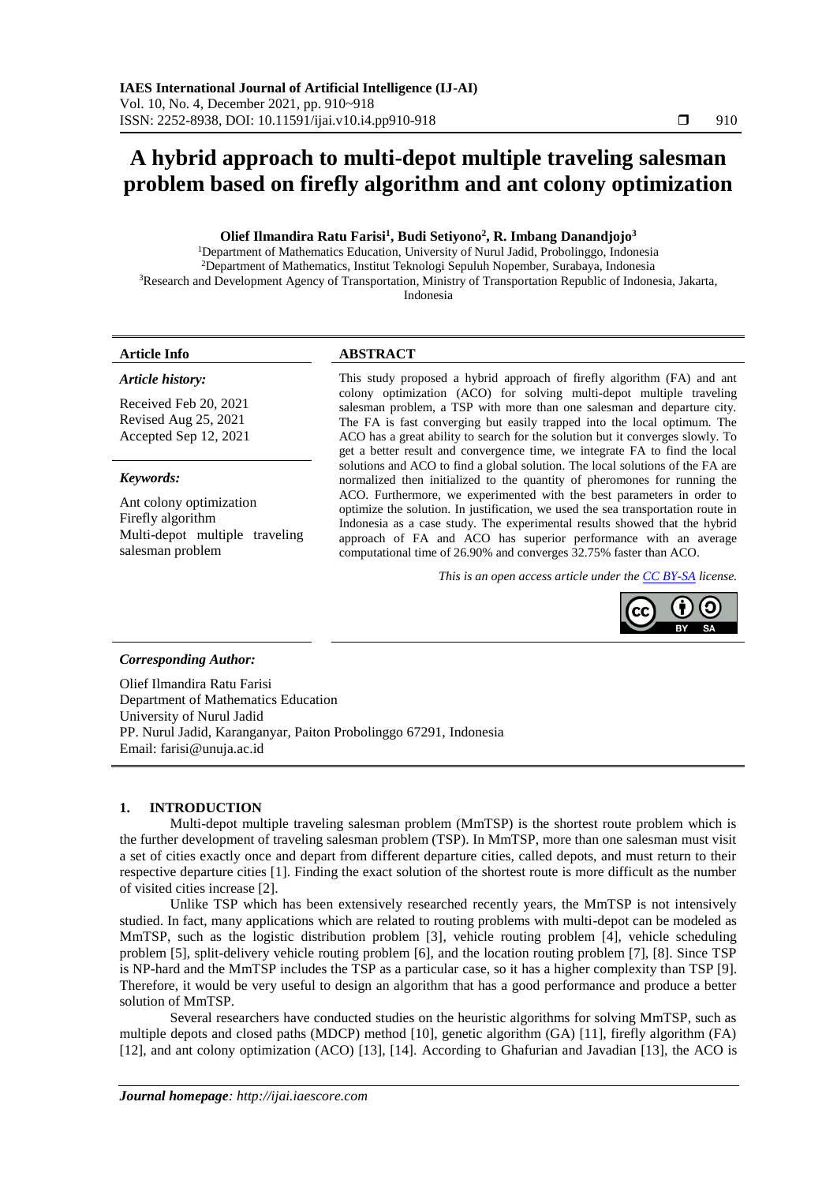# A hybrid approach to multi-depot multiple traveling salesman problem based on firefly algorithm and ant colony optimization

**Olief Ilmandira Ratu Farisi[1], Budi Setiyono[2], R. Imbang Danandjojo[3]**

[1]Department of Mathematics Education, University of Nurul Jadid, Probolinggo, Indonesia
[2]Department of Mathematics, Institut Teknologi Sepuluh Nopember, Surabaya, Indonesia
[3]Research and Development Agency of Transportation, Ministry of Transportation Republic of Indonesia, Jakarta, Indonesia

## Article Info

***Article history:***

Received Feb 20, 2021
Revised Aug 25, 2021
Accepted Sep 12, 2021

***Keywords:***

Ant colony optimization
Firefly algorithm
Multi-depot multiple traveling salesman problem

## ABSTRACT

This study proposed a hybrid approach of firefly algorithm (FA) and ant colony optimization (ACO) for solving multi-depot multiple traveling salesman problem, a TSP with more than one salesman and departure city. The FA is fast converging but easily trapped into the local optimum. The ACO has a great ability to search for the solution but it converges slowly. To get a better result and convergence time, we integrate FA to find the local solutions and ACO to find a global solution. The local solutions of the FA are normalized then initialized to the quantity of pheromones for running the ACO. Furthermore, we experimented with the best parameters in order to optimize the solution. In justification, we used the sea transportation route in Indonesia as a case study. The experimental results showed that the hybrid approach of FA and ACO has superior performance with an average computational time of 26.90% and converges 32.75% faster than ACO.

*This is an open access article under the CC BY-SA license.*

***Corresponding Author:***

Olief Ilmandira Ratu Farisi
Department of Mathematics Education
University of Nurul Jadid
PP. Nurul Jadid, Karanganyar, Paiton Probolinggo 67291, Indonesia
Email: farisi@unuja.ac.id

## 1. INTRODUCTION

Multi-depot multiple traveling salesman problem (MmTSP) is the shortest route problem which is the further development of traveling salesman problem (TSP). In MmTSP, more than one salesman must visit a set of cities exactly once and depart from different departure cities, called depots, and must return to their respective departure cities [1]. Finding the exact solution of the shortest route is more difficult as the number of visited cities increase [2].

Unlike TSP which has been extensively researched recently years, the MmTSP is not intensively studied. In fact, many applications which are related to routing problems with multi-depot can be modeled as MmTSP, such as the logistic distribution problem [3], vehicle routing problem [4], vehicle scheduling problem [5], split-delivery vehicle routing problem [6], and the location routing problem [7], [8]. Since TSP is NP-hard and the MmTSP includes the TSP as a particular case, so it has a higher complexity than TSP [9]. Therefore, it would be very useful to design an algorithm that has a good performance and produce a better solution of MmTSP.

Several researchers have conducted studies on the heuristic algorithms for solving MmTSP, such as multiple depots and closed paths (MDCP) method [10], genetic algorithm (GA) [11], firefly algorithm (FA) [12], and ant colony optimization (ACO) [13], [14]. According to Ghafurian and Javadian [13], the ACO is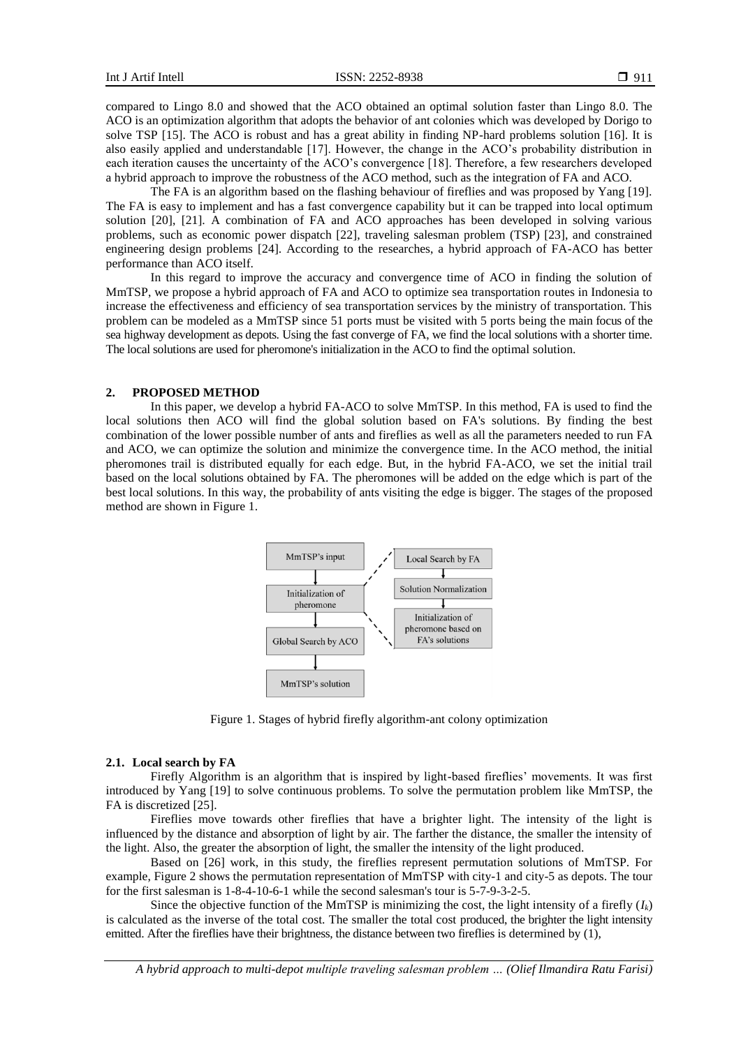compared to Lingo 8.0 and showed that the ACO obtained an optimal solution faster than Lingo 8.0. The ACO is an optimization algorithm that adopts the behavior of ant colonies which was developed by Dorigo to solve TSP [15]. The ACO is robust and has a great ability in finding NP-hard problems solution [16]. It is also easily applied and understandable [17]. However, the change in the ACO's probability distribution in each iteration causes the uncertainty of the ACO's convergence [18]. Therefore, a few researchers developed a hybrid approach to improve the robustness of the ACO method, such as the integration of FA and ACO.

The FA is an algorithm based on the flashing behaviour of fireflies and was proposed by Yang [19]. The FA is easy to implement and has a fast convergence capability but it can be trapped into local optimum solution [20], [21]. A combination of FA and ACO approaches has been developed in solving various problems, such as economic power dispatch [22], traveling salesman problem (TSP) [23], and constrained engineering design problems [24]. According to the researches, a hybrid approach of FA-ACO has better performance than ACO itself.

In this regard to improve the accuracy and convergence time of ACO in finding the solution of MmTSP, we propose a hybrid approach of FA and ACO to optimize sea transportation routes in Indonesia to increase the effectiveness and efficiency of sea transportation services by the ministry of transportation. This problem can be modeled as a MmTSP since 51 ports must be visited with 5 ports being the main focus of the sea highway development as depots. Using the fast converge of FA, we find the local solutions with a shorter time. The local solutions are used for pheromone's initialization in the ACO to find the optimal solution.

## 2. PROPOSED METHOD

In this paper, we develop a hybrid FA-ACO to solve MmTSP. In this method, FA is used to find the local solutions then ACO will find the global solution based on FA's solutions. By finding the best combination of the lower possible number of ants and fireflies as well as all the parameters needed to run FA and ACO, we can optimize the solution and minimize the convergence time. In the ACO method, the initial pheromones trail is distributed equally for each edge. But, in the hybrid FA-ACO, we set the initial trail based on the local solutions obtained by FA. The pheromones will be added on the edge which is part of the best local solutions. In this way, the probability of ants visiting the edge is bigger. The stages of the proposed method are shown in Figure 1.

Figure 1. Stages of hybrid firefly algorithm-ant colony optimization

### 2.1. Local search by FA

Firefly Algorithm is an algorithm that is inspired by light-based fireflies' movements. It was first introduced by Yang [19] to solve continuous problems. To solve the permutation problem like MmTSP, the FA is discretized [25].

Fireflies move towards other fireflies that have a brighter light. The intensity of the light is influenced by the distance and absorption of light by air. The farther the distance, the smaller the intensity of the light. Also, the greater the absorption of light, the smaller the intensity of the light produced.

Based on [26] work, in this study, the fireflies represent permutation solutions of MmTSP. For example, Figure 2 shows the permutation representation of MmTSP with city-1 and city-5 as depots. The tour for the first salesman is 1-8-4-10-6-1 while the second salesman's tour is 5-7-9-3-2-5.

Since the objective function of the MmTSP is minimizing the cost, the light intensity of a firefly ($I_k$) is calculated as the inverse of the total cost. The smaller the total cost produced, the brighter the light intensity emitted. After the fireflies have their brightness, the distance between two fireflies is determined by (1),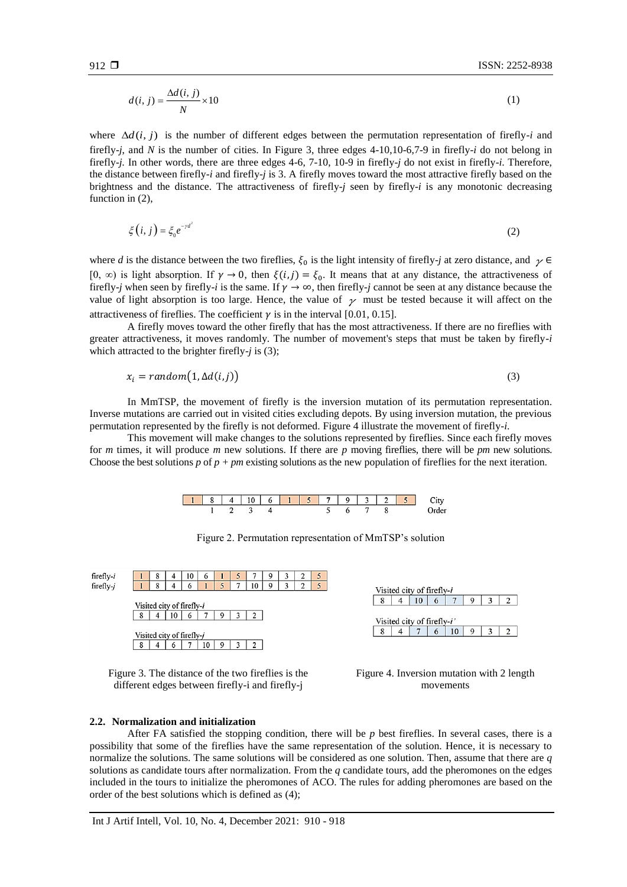$$d(i, j) = \frac{\Delta d(i, j)}{N} \times 10 \tag{1}$$

where $\Delta d(i, j)$ is the number of different edges between the permutation representation of firefly-*i* and firefly-*j*, and $N$ is the number of cities. In Figure 3, three edges 4-10,10-6,7-9 in firefly-*i* do not belong in firefly-*j*. In other words, there are three edges 4-6, 7-10, 10-9 in firefly-*j* do not exist in firefly-*i*. Therefore, the distance between firefly-*i* and firefly-*j* is 3. A firefly moves toward the most attractive firefly based on the brightness and the distance. The attractiveness of firefly-*j* seen by firefly-*i* is any monotonic decreasing function in (2),

$$\xi(i, j) = \xi_0 e^{-\gamma d^2} \tag{2}$$

where $d$ is the distance between the two fireflies, $\xi_0$ is the light intensity of firefly-*j* at zero distance, and $\gamma \in [0, \infty)$ is light absorption. If $\gamma \to 0$, then $\xi(i,j) = \xi_0$. It means that at any distance, the attractiveness of firefly-*j* when seen by firefly-*i* is the same. If $\gamma \to \infty$, then firefly-*j* cannot be seen at any distance because the value of light absorption is too large. Hence, the value of $\gamma$ must be tested because it will affect on the attractiveness of fireflies. The coefficient $\gamma$ is in the interval [0.01, 0.15].

A firefly moves toward the other firefly that has the most attractiveness. If there are no fireflies with greater attractiveness, it moves randomly. The number of movement's steps that must be taken by firefly-*i* which attracted to the brighter firefly-*j* is (3);

$$x_i = random(1, \Delta d(i,j)) \tag{3}$$

In MmTSP, the movement of firefly is the inversion mutation of its permutation representation. Inverse mutations are carried out in visited cities excluding depots. By using inversion mutation, the previous permutation represented by the firefly is not deformed. Figure 4 illustrate the movement of firefly-*i*.

This movement will make changes to the solutions represented by fireflies. Since each firefly moves for $m$ times, it will produce $m$ new solutions. If there are $p$ moving fireflies, there will be $pm$ new solutions. Choose the best solutions $p$ of $p + pm$ existing solutions as the new population of fireflies for the next iteration.

| City | 1 | 8 | 4 | 10 | 6 | 1 | 5 | 7 | 9 | 3 | 2 | 5 |
|---|---|---|---|---|---|---|---|---|---|---|---|---|
| Order | | 1 | 2 | 3 | 4 | | | 5 | 6 | 7 | 8 | |

Figure 2. Permutation representation of MmTSP's solution

| | | | | | | | | | | | | |
|---|---|---|---|---|---|---|---|---|---|---|---|---|
| firefly-*i* | 1 | 8 | 4 | 10 | 6 | 1 | 5 | 7 | 9 | 3 | 2 | 5 |
| firefly-*j* | 1 | 8 | 4 | 6 | 1 | 5 | 7 | 10 | 9 | 3 | 2 | 5 |

Visited city of firefly-*i*

| 8 | 4 | 10 | 6 | 7 | 9 | 3 | 2 |
|---|---|---|---|---|---|---|---|

Visited city of firefly-*j*

| 8 | 4 | 6 | 7 | 10 | 9 | 3 | 2 |
|---|---|---|---|---|---|---|---|

Figure 3. The distance of the two fireflies is the different edges between firefly-i and firefly-j

Visited city of firefly-*i*

| 8 | 4 | 10 | 6 | 7 | 9 | 3 | 2 |
|---|---|---|---|---|---|---|---|

Visited city of firefly-*i'*

| 8 | 4 | 7 | 6 | 10 | 9 | 3 | 2 |
|---|---|---|---|---|---|---|---|

Figure 4. Inversion mutation with 2 length movements

### 2.2. Normalization and initialization

After FA satisfied the stopping condition, there will be $p$ best fireflies. In several cases, there is a possibility that some of the fireflies have the same representation of the solution. Hence, it is necessary to normalize the solutions. The same solutions will be considered as one solution. Then, assume that there are $q$ solutions as candidate tours after normalization. From the $q$ candidate tours, add the pheromones on the edges included in the tours to initialize the pheromones of ACO. The rules for adding pheromones are based on the order of the best solutions which is defined as (4);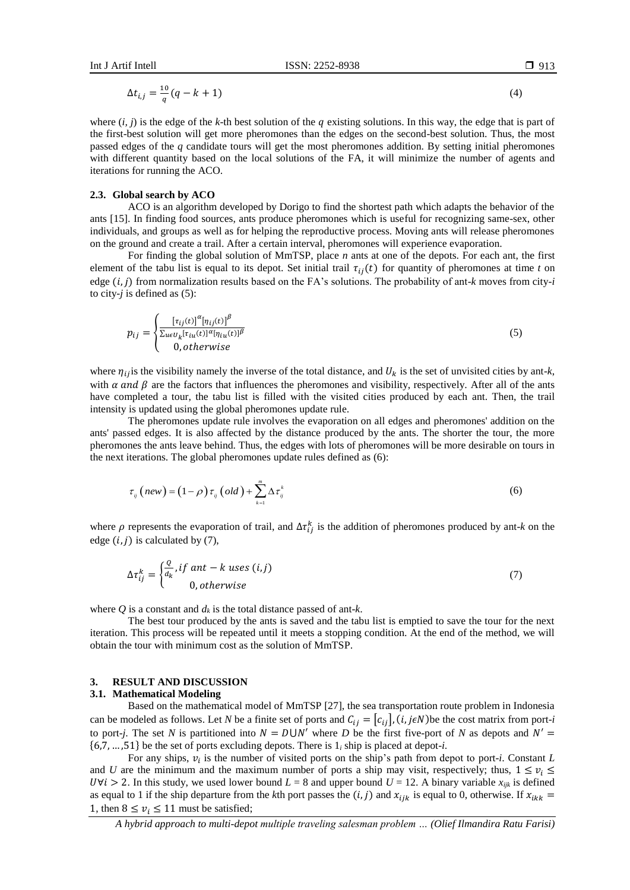$$\Delta t_{i,j} = \frac{10}{q}(q - k + 1) \tag{4}$$

where (*i, j*) is the edge of the *k*-th best solution of the *q* existing solutions. In this way, the edge that is part of the first-best solution will get more pheromones than the edges on the second-best solution. Thus, the most passed edges of the *q* candidate tours will get the most pheromones addition. By setting initial pheromones with different quantity based on the local solutions of the FA, it will minimize the number of agents and iterations for running the ACO.

### 2.3. Global search by ACO

ACO is an algorithm developed by Dorigo to find the shortest path which adapts the behavior of the ants [15]. In finding food sources, ants produce pheromones which is useful for recognizing same-sex, other individuals, and groups as well as for helping the reproductive process. Moving ants will release pheromones on the ground and create a trail. After a certain interval, pheromones will experience evaporation.

For finding the global solution of MmTSP, place *n* ants at one of the depots. For each ant, the first element of the tabu list is equal to its depot. Set initial trail $\tau_{ij}(t)$ for quantity of pheromones at time *t* on edge $(i, j)$ from normalization results based on the FA's solutions. The probability of ant-*k* moves from city-*i* to city-*j* is defined as (5):

$$p_{ij} = \begin{cases} \frac{[\tau_{ij}(t)]^{\alpha}[\eta_{ij}(t)]^{\beta}}{\sum_{u \in U_k}[\tau_{iu}(t)]^{\alpha}[\eta_{iu}(t)]^{\beta}} \\ 0, otherwise \end{cases} \tag{5}$$

where $\eta_{ij}$ is the visibility namely the inverse of the total distance, and $U_k$ is the set of unvisited cities by ant-*k*, with $\alpha$ *and* $\beta$ are the factors that influences the pheromones and visibility, respectively. After all of the ants have completed a tour, the tabu list is filled with the visited cities produced by each ant. Then, the trail intensity is updated using the global pheromones update rule.

The pheromones update rule involves the evaporation on all edges and pheromones' addition on the ants' passed edges. It is also affected by the distance produced by the ants. The shorter the tour, the more pheromones the ants leave behind. Thus, the edges with lots of pheromones will be more desirable on tours in the next iterations. The global pheromones update rules defined as (6):

$$\tau_{ij}(new) = (1-\rho)\,\tau_{ij}(old) + \sum_{k=1}^{m} \Delta\tau_{ij}^{k} \tag{6}$$

where $\rho$ represents the evaporation of trail, and $\Delta\tau_{ij}^{k}$ is the addition of pheromones produced by ant-*k* on the edge $(i, j)$ is calculated by (7),

$$\Delta\tau_{ij}^{k} = \begin{cases} \frac{Q}{d_k}, if\ ant - k\ uses\ (i,j) \\ 0, otherwise \end{cases} \tag{7}$$

where *Q* is a constant and $d_k$ is the total distance passed of ant-*k*.

The best tour produced by the ants is saved and the tabu list is emptied to save the tour for the next iteration. This process will be repeated until it meets a stopping condition. At the end of the method, we will obtain the tour with minimum cost as the solution of MmTSP.

## 3. RESULT AND DISCUSSION

### 3.1. Mathematical Modeling

Based on the mathematical model of MmTSP [27], the sea transportation route problem in Indonesia can be modeled as follows. Let *N* be a finite set of ports and $C_{ij} = [c_{ij}], (i, j \epsilon N)$ be the cost matrix from port-*i* to port-*j*. The set *N* is partitioned into $N = D \cup N'$ where *D* be the first five-port of *N* as depots and $N' = \{6,7, \dots, 51\}$ be the set of ports excluding depots. There is $1_i$ ship is placed at depot-*i*.

For any ships, $v_i$ is the number of visited ports on the ship's path from depot to port-*i*. Constant *L* and *U* are the minimum and the maximum number of ports a ship may visit, respectively; thus, $1 \leq v_i \leq U \forall i > 2$. In this study, we used lower bound *L* = 8 and upper bound *U* = 12. A binary variable $x_{ijk}$ is defined as equal to 1 if the ship departure from the *k*th port passes the $(i, j)$ and $x_{ijk}$ is equal to 0, otherwise. If $x_{ikk} = 1$, then $8 \leq v_i \leq 11$ must be satisfied;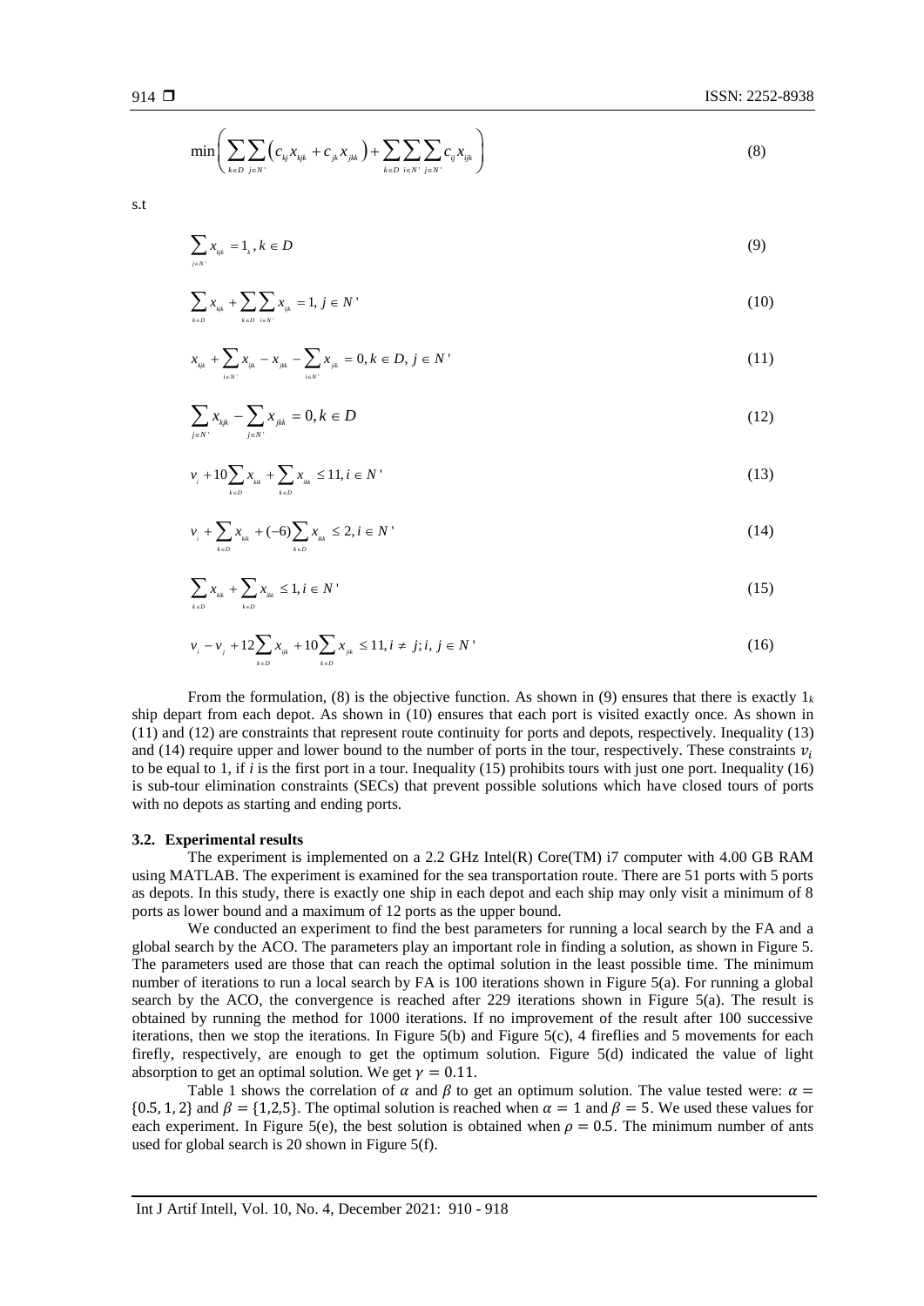$$\min\left(\sum_{k\in D}\sum_{j\in N'}\left(c_{kj}x_{kjk}+c_{jk}x_{jkk}\right)+\sum_{k\in D}\sum_{i\in N'}\sum_{j\in N'}c_{ij}x_{ijk}\right) \tag{8}$$

s.t

$$\sum_{j\in N'}x_{kjk}=1_k, k\in D \tag{9}$$

$$\sum_{k\in D}x_{kjk}+\sum_{k\in D}\sum_{i\in N'}x_{ijk}=1,\ j\in N' \tag{10}$$

$$x_{kjk}+\sum_{i\in N'}x_{ijk}-x_{jkk}-\sum_{i\in N'}x_{jik}=0, k\in D,\ j\in N' \tag{11}$$

$$\sum_{j\in N'}x_{kjk}-\sum_{j\in N'}x_{jkk}=0, k\in D \tag{12}$$

$$v_i+10\sum_{k\in D}x_{kik}+\sum_{k\in D}x_{ikk}\leq 11, i\in N' \tag{13}$$

$$v_i+\sum_{k\in D}x_{kik}+(-6)\sum_{k\in D}x_{ikk}\leq 2, i\in N' \tag{14}$$

$$\sum_{k\in D}x_{kik}+\sum_{k\in D}x_{ikk}\leq 1, i\in N' \tag{15}$$

$$v_i-v_j+12\sum_{k\in D}x_{ijk}+10\sum_{k\in D}x_{jik}\leq 11, i\neq j; i,\ j\in N' \tag{16}$$

From the formulation, (8) is the objective function. As shown in (9) ensures that there is exactly $1_k$ ship depart from each depot. As shown in (10) ensures that each port is visited exactly once. As shown in (11) and (12) are constraints that represent route continuity for ports and depots, respectively. Inequality (13) and (14) require upper and lower bound to the number of ports in the tour, respectively. These constraints $v_i$ to be equal to 1, if $i$ is the first port in a tour. Inequality (15) prohibits tours with just one port. Inequality (16) is sub-tour elimination constraints (SECs) that prevent possible solutions which have closed tours of ports with no depots as starting and ending ports.

### 3.2. Experimental results

The experiment is implemented on a 2.2 GHz Intel(R) Core(TM) i7 computer with 4.00 GB RAM using MATLAB. The experiment is examined for the sea transportation route. There are 51 ports with 5 ports as depots. In this study, there is exactly one ship in each depot and each ship may only visit a minimum of 8 ports as lower bound and a maximum of 12 ports as the upper bound.

We conducted an experiment to find the best parameters for running a local search by the FA and a global search by the ACO. The parameters play an important role in finding a solution, as shown in Figure 5. The parameters used are those that can reach the optimal solution in the least possible time. The minimum number of iterations to run a local search by FA is 100 iterations shown in Figure 5(a). For running a global search by the ACO, the convergence is reached after 229 iterations shown in Figure 5(a). The result is obtained by running the method for 1000 iterations. If no improvement of the result after 100 successive iterations, then we stop the iterations. In Figure 5(b) and Figure 5(c), 4 fireflies and 5 movements for each firefly, respectively, are enough to get the optimum solution. Figure 5(d) indicated the value of light absorption to get an optimal solution. We get $\gamma = 0.11$.

Table 1 shows the correlation of $\alpha$ and $\beta$ to get an optimum solution. The value tested were: $\alpha = \{0.5, 1, 2\}$ and $\beta = \{1,2,5\}$. The optimal solution is reached when $\alpha = 1$ and $\beta = 5$. We used these values for each experiment. In Figure 5(e), the best solution is obtained when $\rho = 0.5$. The minimum number of ants used for global search is 20 shown in Figure 5(f).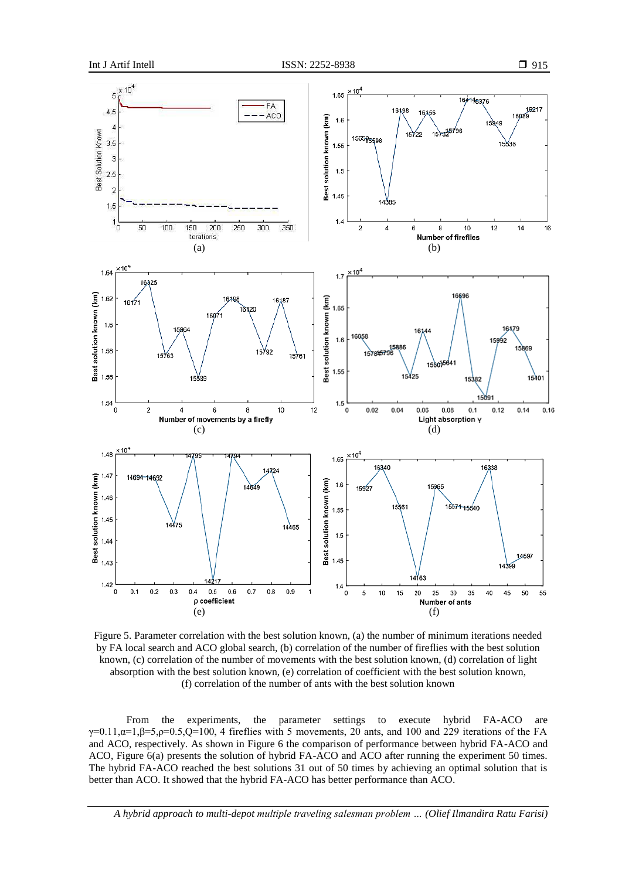Figure 5. Parameter correlation with the best solution known, (a) the number of minimum iterations needed by FA local search and ACO global search, (b) correlation of the number of fireflies with the best solution known, (c) correlation of the number of movements with the best solution known, (d) correlation of light absorption with the best solution known, (e) correlation of coefficient with the best solution known, (f) correlation of the number of ants with the best solution known

From the experiments, the parameter settings to execute hybrid FA-ACO are $\gamma$=0.11,$\alpha$=1,$\beta$=5,$\rho$=0.5,Q=100, 4 fireflies with 5 movements, 20 ants, and 100 and 229 iterations of the FA and ACO, respectively. As shown in Figure 6 the comparison of performance between hybrid FA-ACO and ACO, Figure 6(a) presents the solution of hybrid FA-ACO and ACO after running the experiment 50 times. The hybrid FA-ACO reached the best solutions 31 out of 50 times by achieving an optimal solution that is better than ACO. It showed that the hybrid FA-ACO has better performance than ACO.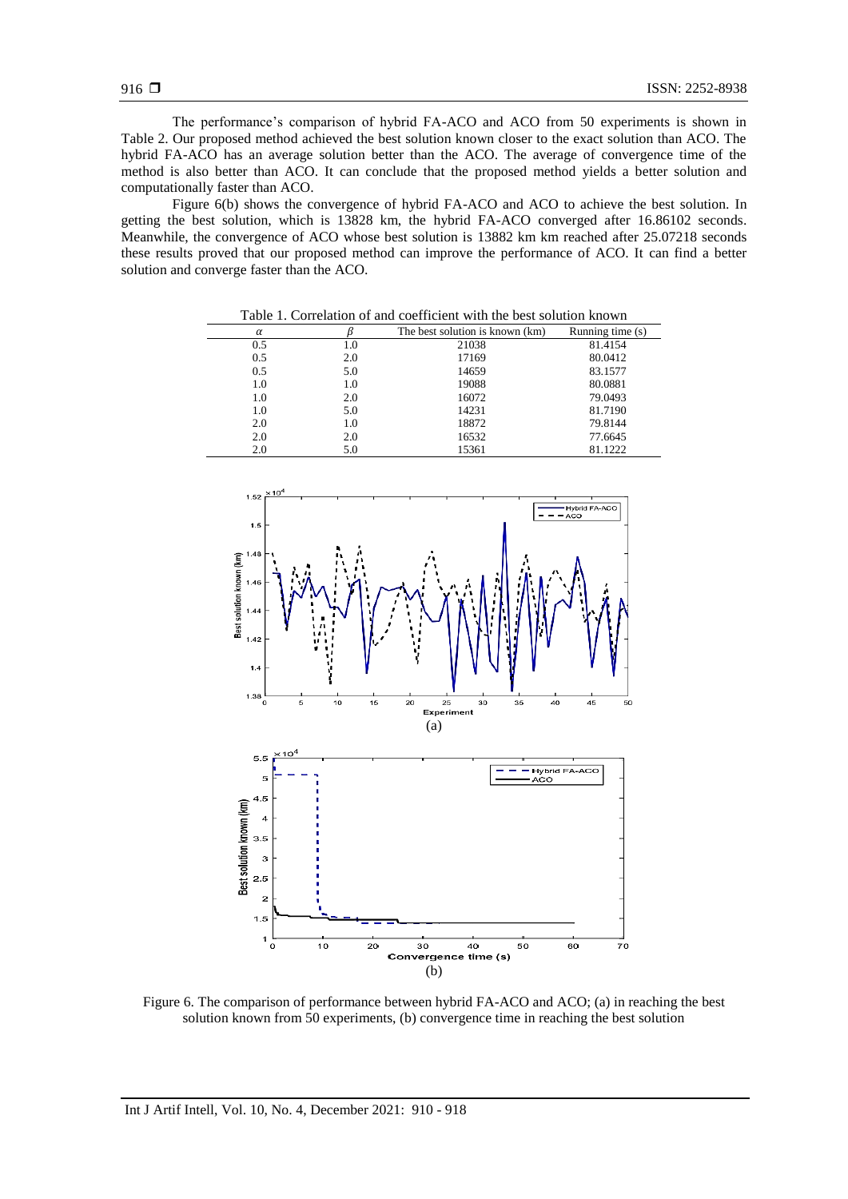The performance's comparison of hybrid FA-ACO and ACO from 50 experiments is shown in Table 2. Our proposed method achieved the best solution known closer to the exact solution than ACO. The hybrid FA-ACO has an average solution better than the ACO. The average of convergence time of the method is also better than ACO. It can conclude that the proposed method yields a better solution and computationally faster than ACO.

Figure 6(b) shows the convergence of hybrid FA-ACO and ACO to achieve the best solution. In getting the best solution, which is 13828 km, the hybrid FA-ACO converged after 16.86102 seconds. Meanwhile, the convergence of ACO whose best solution is 13882 km km reached after 25.07218 seconds these results proved that our proposed method can improve the performance of ACO. It can find a better solution and converge faster than the ACO.

Table 1. Correlation of and coefficient with the best solution known

| $\alpha$ | $\beta$ | The best solution is known (km) | Running time (s) |
|---|---|---|---|
| 0.5 | 1.0 | 21038 | 81.4154 |
| 0.5 | 2.0 | 17169 | 80.0412 |
| 0.5 | 5.0 | 14659 | 83.1577 |
| 1.0 | 1.0 | 19088 | 80.0881 |
| 1.0 | 2.0 | 16072 | 79.0493 |
| 1.0 | 5.0 | 14231 | 81.7190 |
| 2.0 | 1.0 | 18872 | 79.8144 |
| 2.0 | 2.0 | 16532 | 77.6645 |
| 2.0 | 5.0 | 15361 | 81.1222 |

Figure 6. The comparison of performance between hybrid FA-ACO and ACO; (a) in reaching the best solution known from 50 experiments, (b) convergence time in reaching the best solution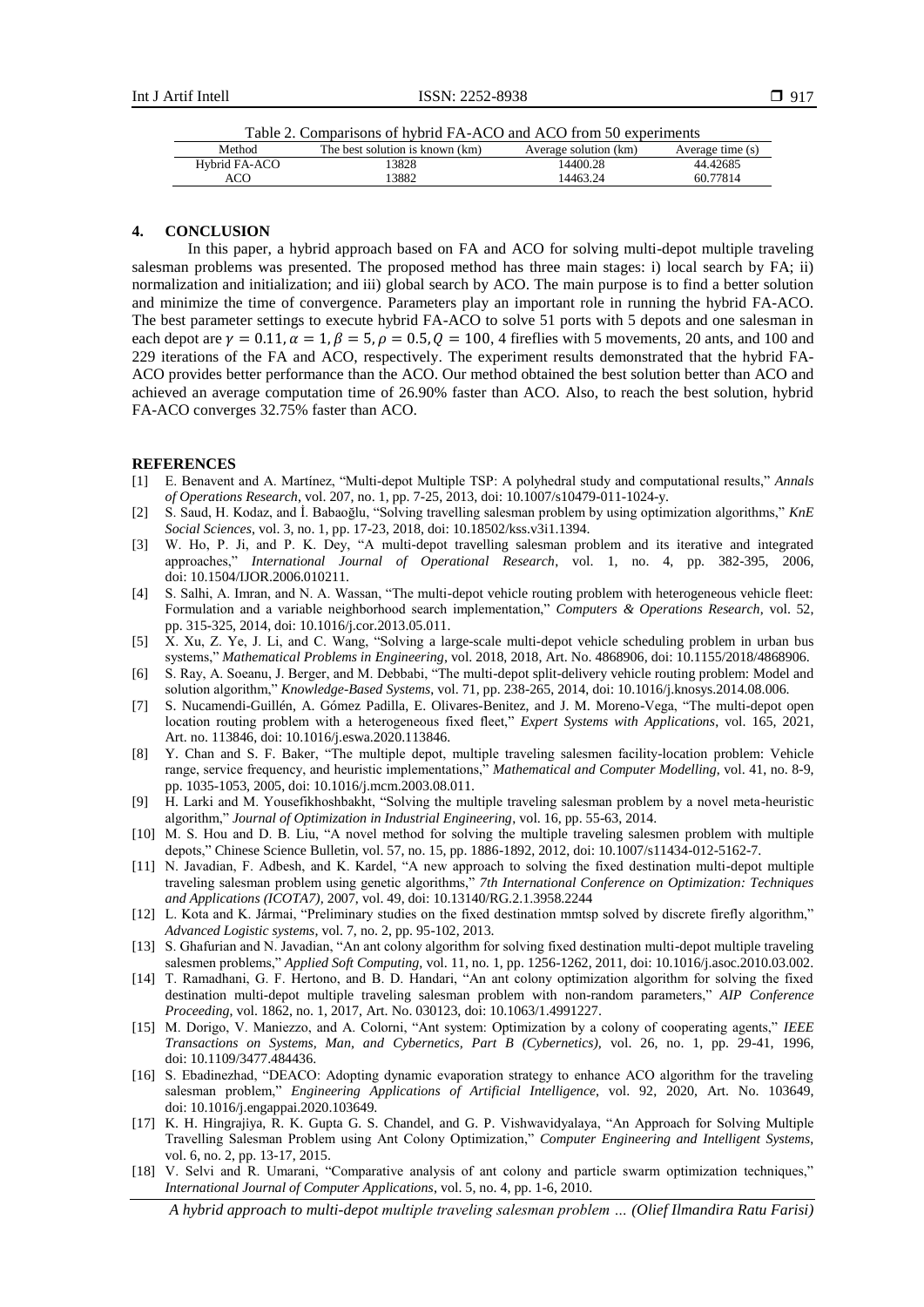Table 2. Comparisons of hybrid FA-ACO and ACO from 50 experiments

| Method | The best solution is known (km) | Average solution (km) | Average time (s) |
|---|---|---|---|
| Hybrid FA-ACO | 13828 | 14400.28 | 44.42685 |
| ACO | 13882 | 14463.24 | 60.77814 |

## 4. CONCLUSION

In this paper, a hybrid approach based on FA and ACO for solving multi-depot multiple traveling salesman problems was presented. The proposed method has three main stages: i) local search by FA; ii) normalization and initialization; and iii) global search by ACO. The main purpose is to find a better solution and minimize the time of convergence. Parameters play an important role in running the hybrid FA-ACO. The best parameter settings to execute hybrid FA-ACO to solve 51 ports with 5 depots and one salesman in each depot are $\gamma = 0.11, \alpha = 1, \beta = 5, \rho = 0.5, Q = 100$, 4 fireflies with 5 movements, 20 ants, and 100 and 229 iterations of the FA and ACO, respectively. The experiment results demonstrated that the hybrid FA-ACO provides better performance than the ACO. Our method obtained the best solution better than ACO and achieved an average computation time of 26.90% faster than ACO. Also, to reach the best solution, hybrid FA-ACO converges 32.75% faster than ACO.

## REFERENCES

[1] E. Benavent and A. Martínez, "Multi-depot Multiple TSP: A polyhedral study and computational results," *Annals of Operations Research*, vol. 207, no. 1, pp. 7-25, 2013, doi: 10.1007/s10479-011-1024-y.

[2] S. Saud, H. Kodaz, and İ. Babaoğlu, "Solving travelling salesman problem by using optimization algorithms," *KnE Social Sciences*, vol. 3, no. 1, pp. 17-23, 2018, doi: 10.18502/kss.v3i1.1394.

[3] W. Ho, P. Ji, and P. K. Dey, "A multi-depot travelling salesman problem and its iterative and integrated approaches," *International Journal of Operational Research*, vol. 1, no. 4, pp. 382-395, 2006, doi: 10.1504/IJOR.2006.010211.

[4] S. Salhi, A. Imran, and N. A. Wassan, "The multi-depot vehicle routing problem with heterogeneous vehicle fleet: Formulation and a variable neighborhood search implementation," *Computers & Operations Research*, vol. 52, pp. 315-325, 2014, doi: 10.1016/j.cor.2013.05.011.

[5] X. Xu, Z. Ye, J. Li, and C. Wang, "Solving a large-scale multi-depot vehicle scheduling problem in urban bus systems," *Mathematical Problems in Engineering*, vol. 2018, 2018, Art. No. 4868906, doi: 10.1155/2018/4868906.

[6] S. Ray, A. Soeanu, J. Berger, and M. Debbabi, "The multi-depot split-delivery vehicle routing problem: Model and solution algorithm," *Knowledge-Based Systems*, vol. 71, pp. 238-265, 2014, doi: 10.1016/j.knosys.2014.08.006.

[7] S. Nucamendi-Guillén, A. Gómez Padilla, E. Olivares-Benitez, and J. M. Moreno-Vega, "The multi-depot open location routing problem with a heterogeneous fixed fleet," *Expert Systems with Applications*, vol. 165, 2021, Art. no. 113846, doi: 10.1016/j.eswa.2020.113846.

[8] Y. Chan and S. F. Baker, "The multiple depot, multiple traveling salesmen facility-location problem: Vehicle range, service frequency, and heuristic implementations," *Mathematical and Computer Modelling*, vol. 41, no. 8-9, pp. 1035-1053, 2005, doi: 10.1016/j.mcm.2003.08.011.

[9] H. Larki and M. Yousefikhoshbakht, "Solving the multiple traveling salesman problem by a novel meta-heuristic algorithm," *Journal of Optimization in Industrial Engineering*, vol. 16, pp. 55-63, 2014.

[10] M. S. Hou and D. B. Liu, "A novel method for solving the multiple traveling salesmen problem with multiple depots," Chinese Science Bulletin, vol. 57, no. 15, pp. 1886-1892, 2012, doi: 10.1007/s11434-012-5162-7.

[11] N. Javadian, F. Adbesh, and K. Kardel, "A new approach to solving the fixed destination multi-depot multiple traveling salesman problem using genetic algorithms," *7th International Conference on Optimization: Techniques and Applications (ICOTA7)*, 2007, vol. 49, doi: 10.13140/RG.2.1.3958.2244

[12] L. Kota and K. Jármai, "Preliminary studies on the fixed destination mmtsp solved by discrete firefly algorithm," *Advanced Logistic systems*, vol. 7, no. 2, pp. 95-102, 2013.

[13] S. Ghafurian and N. Javadian, "An ant colony algorithm for solving fixed destination multi-depot multiple traveling salesmen problems," *Applied Soft Computing*, vol. 11, no. 1, pp. 1256-1262, 2011, doi: 10.1016/j.asoc.2010.03.002.

[14] T. Ramadhani, G. F. Hertono, and B. D. Handari, "An ant colony optimization algorithm for solving the fixed destination multi-depot multiple traveling salesman problem with non-random parameters," *AIP Conference Proceeding*, vol. 1862, no. 1, 2017, Art. No. 030123, doi: 10.1063/1.4991227.

[15] M. Dorigo, V. Maniezzo, and A. Colorni, "Ant system: Optimization by a colony of cooperating agents," *IEEE Transactions on Systems, Man, and Cybernetics, Part B (Cybernetics)*, vol. 26, no. 1, pp. 29-41, 1996, doi: 10.1109/3477.484436.

[16] S. Ebadinezhad, "DEACO: Adopting dynamic evaporation strategy to enhance ACO algorithm for the traveling salesman problem," *Engineering Applications of Artificial Intelligence*, vol. 92, 2020, Art. No. 103649, doi: 10.1016/j.engappai.2020.103649.

[17] K. H. Hingrajiya, R. K. Gupta G. S. Chandel, and G. P. Vishwavidyalaya, "An Approach for Solving Multiple Travelling Salesman Problem using Ant Colony Optimization," *Computer Engineering and Intelligent Systems*, vol. 6, no. 2, pp. 13-17, 2015.

[18] V. Selvi and R. Umarani, "Comparative analysis of ant colony and particle swarm optimization techniques," *International Journal of Computer Applications*, vol. 5, no. 4, pp. 1-6, 2010.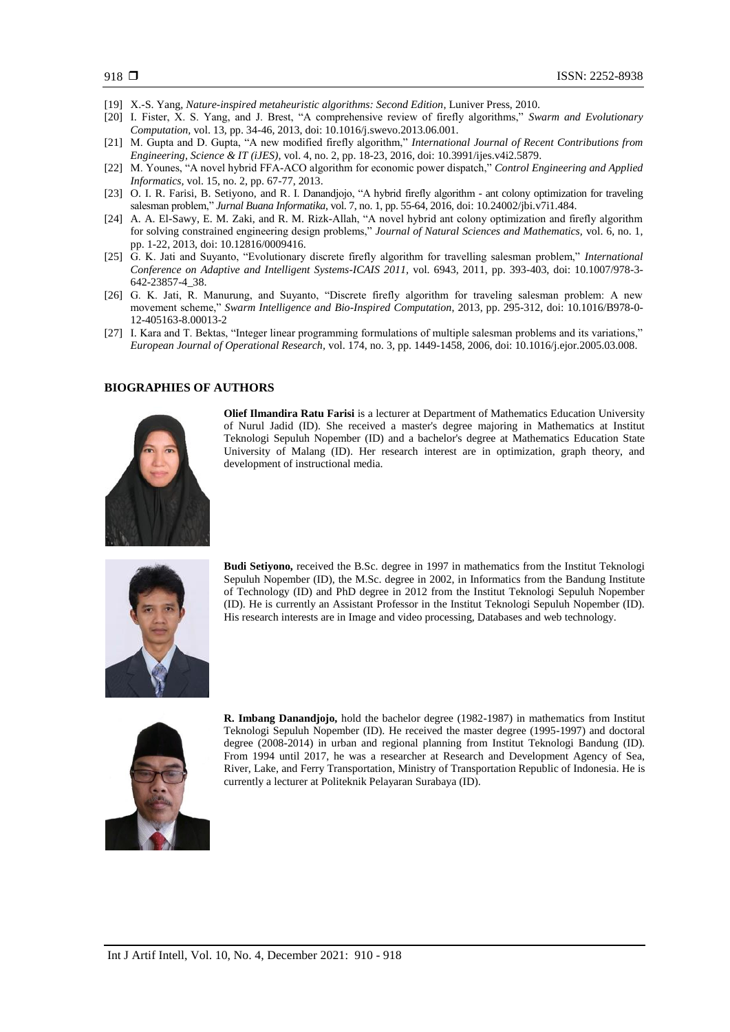[19] X.-S. Yang, *Nature-inspired metaheuristic algorithms: Second Edition*, Luniver Press, 2010.

[20] I. Fister, X. S. Yang, and J. Brest, "A comprehensive review of firefly algorithms," *Swarm and Evolutionary Computation*, vol. 13, pp. 34-46, 2013, doi: 10.1016/j.swevo.2013.06.001.

[21] M. Gupta and D. Gupta, "A new modified firefly algorithm," *International Journal of Recent Contributions from Engineering, Science & IT (iJES)*, vol. 4, no. 2, pp. 18-23, 2016, doi: 10.3991/ijes.v4i2.5879.

[22] M. Younes, "A novel hybrid FFA-ACO algorithm for economic power dispatch," *Control Engineering and Applied Informatics*, vol. 15, no. 2, pp. 67-77, 2013.

[23] O. I. R. Farisi, B. Setiyono, and R. I. Danandjojo, "A hybrid firefly algorithm - ant colony optimization for traveling salesman problem," *Jurnal Buana Informatika*, vol. 7, no. 1, pp. 55-64, 2016, doi: 10.24002/jbi.v7i1.484.

[24] A. A. El-Sawy, E. M. Zaki, and R. M. Rizk-Allah, "A novel hybrid ant colony optimization and firefly algorithm for solving constrained engineering design problems," *Journal of Natural Sciences and Mathematics*, vol. 6, no. 1, pp. 1-22, 2013, doi: 10.12816/0009416.

[25] G. K. Jati and Suyanto, "Evolutionary discrete firefly algorithm for travelling salesman problem," *International Conference on Adaptive and Intelligent Systems-ICAIS 2011*, vol. 6943, 2011, pp. 393-403, doi: 10.1007/978-3-642-23857-4_38.

[26] G. K. Jati, R. Manurung, and Suyanto, "Discrete firefly algorithm for traveling salesman problem: A new movement scheme," *Swarm Intelligence and Bio-Inspired Computation*, 2013, pp. 295-312, doi: 10.1016/B978-0-12-405163-8.00013-2

[27] I. Kara and T. Bektas, "Integer linear programming formulations of multiple salesman problems and its variations," *European Journal of Operational Research*, vol. 174, no. 3, pp. 1449-1458, 2006, doi: 10.1016/j.ejor.2005.03.008.

## BIOGRAPHIES OF AUTHORS

**Olief Ilmandira Ratu Farisi** is a lecturer at Department of Mathematics Education University of Nurul Jadid (ID). She received a master's degree majoring in Mathematics at Institut Teknologi Sepuluh Nopember (ID) and a bachelor's degree at Mathematics Education State University of Malang (ID). Her research interest are in optimization, graph theory, and development of instructional media.

**Budi Setiyono,** received the B.Sc. degree in 1997 in mathematics from the Institut Teknologi Sepuluh Nopember (ID), the M.Sc. degree in 2002, in Informatics from the Bandung Institute of Technology (ID) and PhD degree in 2012 from the Institut Teknologi Sepuluh Nopember (ID). He is currently an Assistant Professor in the Institut Teknologi Sepuluh Nopember (ID). His research interests are in Image and video processing, Databases and web technology.

**R. Imbang Danandjojo,** hold the bachelor degree (1982-1987) in mathematics from Institut Teknologi Sepuluh Nopember (ID). He received the master degree (1995-1997) and doctoral degree (2008-2014) in urban and regional planning from Institut Teknologi Bandung (ID). From 1994 until 2017, he was a researcher at Research and Development Agency of Sea, River, Lake, and Ferry Transportation, Ministry of Transportation Republic of Indonesia. He is currently a lecturer at Politeknik Pelayaran Surabaya (ID).